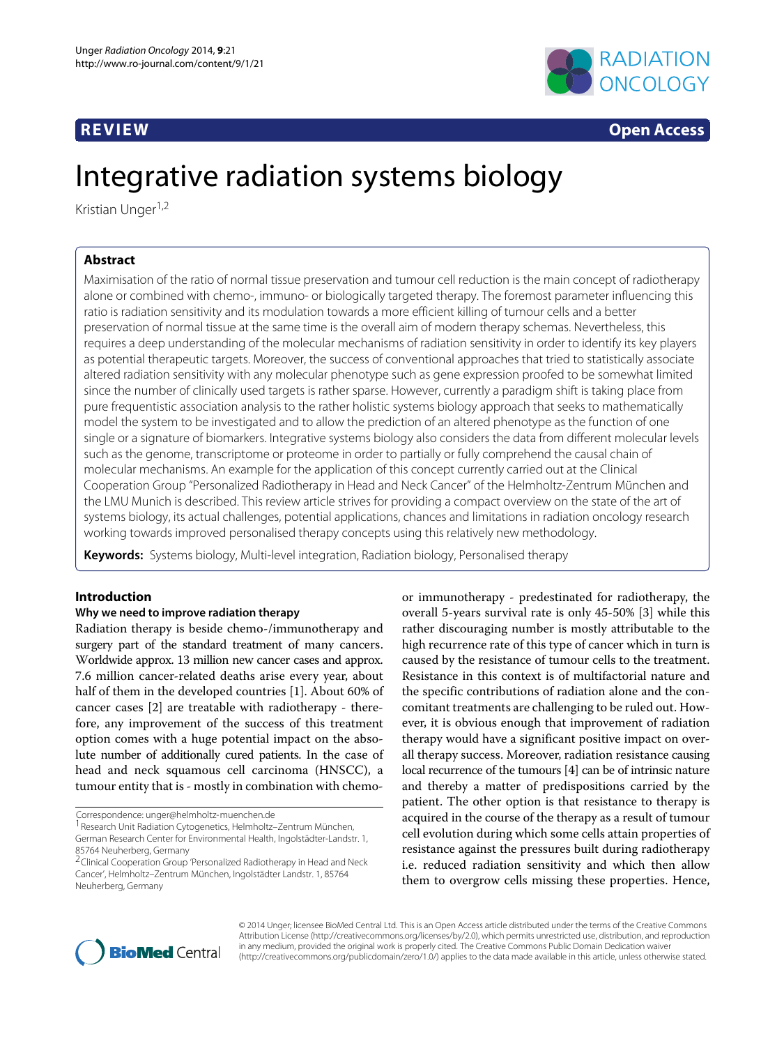**REVIEW** **Open Access**

# Integrative radiation systems biology

Kristian Unger[1,2]

## Abstract

Maximisation of the ratio of normal tissue preservation and tumour cell reduction is the main concept of radiotherapy alone or combined with chemo-, immuno- or biologically targeted therapy. The foremost parameter influencing this ratio is radiation sensitivity and its modulation towards a more efficient killing of tumour cells and a better preservation of normal tissue at the same time is the overall aim of modern therapy schemas. Nevertheless, this requires a deep understanding of the molecular mechanisms of radiation sensitivity in order to identify its key players as potential therapeutic targets. Moreover, the success of conventional approaches that tried to statistically associate altered radiation sensitivity with any molecular phenotype such as gene expression proofed to be somewhat limited since the number of clinically used targets is rather sparse. However, currently a paradigm shift is taking place from pure frequentistic association analysis to the rather holistic systems biology approach that seeks to mathematically model the system to be investigated and to allow the prediction of an altered phenotype as the function of one single or a signature of biomarkers. Integrative systems biology also considers the data from different molecular levels such as the genome, transcriptome or proteome in order to partially or fully comprehend the causal chain of molecular mechanisms. An example for the application of this concept currently carried out at the Clinical Cooperation Group "Personalized Radiotherapy in Head and Neck Cancer" of the Helmholtz-Zentrum München and the LMU Munich is described. This review article strives for providing a compact overview on the state of the art of systems biology, its actual challenges, potential applications, chances and limitations in radiation oncology research working towards improved personalised therapy concepts using this relatively new methodology.

**Keywords:** Systems biology, Multi-level integration, Radiation biology, Personalised therapy

## Introduction

### Why we need to improve radiation therapy

Radiation therapy is beside chemo-/immunotherapy and surgery part of the standard treatment of many cancers. Worldwide approx. 13 million new cancer cases and approx. 7.6 million cancer-related deaths arise every year, about half of them in the developed countries [1]. About 60% of cancer cases [2] are treatable with radiotherapy - therefore, any improvement of the success of this treatment option comes with a huge potential impact on the absolute number of additionally cured patients. In the case of head and neck squamous cell carcinoma (HNSCC), a tumour entity that is - mostly in combination with chemo- or immunotherapy - predestinated for radiotherapy, the overall 5-years survival rate is only 45-50% [3] while this rather discouraging number is mostly attributable to the high recurrence rate of this type of cancer which in turn is caused by the resistance of tumour cells to the treatment. Resistance in this context is of multifactorial nature and the specific contributions of radiation alone and the concomitant treatments are challenging to be ruled out. However, it is obvious enough that improvement of radiation therapy would have a significant positive impact on overall therapy success. Moreover, radiation resistance causing local recurrence of the tumours [4] can be of intrinsic nature and thereby a matter of predispositions carried by the patient. The other option is that resistance to therapy is acquired in the course of the therapy as a result of tumour cell evolution during which some cells attain properties of resistance against the pressures built during radiotherapy i.e. reduced radiation sensitivity and which then allow them to overgrow cells missing these properties. Hence,

Correspondence: unger@helmholtz-muenchen.de

[1] Research Unit Radiation Cytogenetics, Helmholtz–Zentrum München, German Research Center for Environmental Health, Ingolstädter-Landstr. 1, 85764 Neuherberg, Germany

[2] Clinical Cooperation Group 'Personalized Radiotherapy in Head and Neck Cancer', Helmholtz–Zentrum München, Ingolstädter Landstr. 1, 85764 Neuherberg, Germany

© 2014 Unger; licensee BioMed Central Ltd. This is an Open Access article distributed under the terms of the Creative Commons Attribution License (http://creativecommons.org/licenses/by/2.0), which permits unrestricted use, distribution, and reproduction in any medium, provided the original work is properly cited. The Creative Commons Public Domain Dedication waiver (http://creativecommons.org/publicdomain/zero/1.0/) applies to the data made available in this article, unless otherwise stated.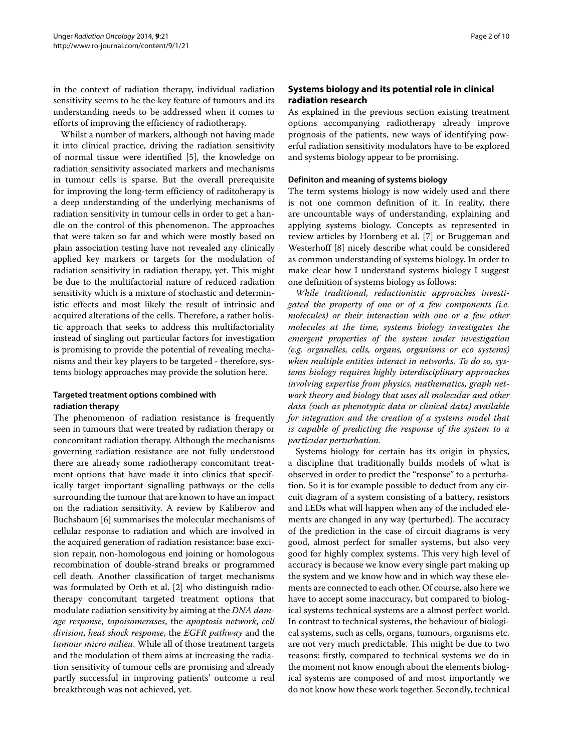in the context of radiation therapy, individual radiation sensitivity seems to be the key feature of tumours and its understanding needs to be addressed when it comes to efforts of improving the efficiency of radiotherapy.

Whilst a number of markers, although not having made it into clinical practice, driving the radiation sensitivity of normal tissue were identified [5], the knowledge on radiation sensitivity associated markers and mechanisms in tumour cells is sparse. But the overall prerequisite for improving the long-term efficiency of raditoherapy is a deep understanding of the underlying mechanisms of radiation sensitivity in tumour cells in order to get a handle on the control of this phenomenon. The approaches that were taken so far and which were mostly based on plain association testing have not revealed any clinically applied key markers or targets for the modulation of radiation sensitivity in radiation therapy, yet. This might be due to the multifactorial nature of reduced radiation sensitivity which is a mixture of stochastic and deterministic effects and most likely the result of intrinsic and acquired alterations of the cells. Therefore, a rather holistic approach that seeks to address this multifactoriality instead of singling out particular factors for investigation is promising to provide the potential of revealing mechanisms and their key players to be targeted - therefore, systems biology approaches may provide the solution here.

### Targeted treatment options combined with radiation therapy

The phenomenon of radiation resistance is frequently seen in tumours that were treated by radiation therapy or concomitant radiation therapy. Although the mechanisms governing radiation resistance are not fully understood there are already some radiotherapy concomitant treatment options that have made it into clinics that specifically target important signalling pathways or the cells surrounding the tumour that are known to have an impact on the radiation sensitivity. A review by Kaliberov and Buchsbaum [6] summarises the molecular mechanisms of cellular response to radiation and which are involved in the acquired generation of radiation resistance: base excision repair, non-homologous end joining or homologous recombination of double-strand breaks or programmed cell death. Another classification of target mechanisms was formulated by Orth et al. [2] who distinguish radiotherapy concomitant targeted treatment options that modulate radiation sensitivity by aiming at the *DNA damage response*, *topoisomerases*, the *apoptosis network*, *cell division*, *heat shock response*, the *EGFR pathway* and the *tumour micro milieu*. While all of those treatment targets and the modulation of them aims at increasing the radiation sensitivity of tumour cells are promising and already partly successful in improving patients' outcome a real breakthrough was not achieved, yet.

## Systems biology and its potential role in clinical radiation research

As explained in the previous section existing treatment options accompanying radiotherapy already improve prognosis of the patients, new ways of identifying powerful radiation sensitivity modulators have to be explored and systems biology appear to be promising.

### Definiton and meaning of systems biology

The term systems biology is now widely used and there is not one common definition of it. In reality, there are uncountable ways of understanding, explaining and applying systems biology. Concepts as represented in review articles by Hornberg et al. [7] or Bruggeman and Westerhoff [8] nicely describe what could be considered as common understanding of systems biology. In order to make clear how I understand systems biology I suggest one definition of systems biology as follows:

*While traditional, reductionistic approaches investigated the property of one or of a few components (i.e. molecules) or their interaction with one or a few other molecules at the time, systems biology investigates the emergent properties of the system under investigation (e.g. organelles, cells, organs, organisms or eco systems) when multiple entities interact in networks. To do so, systems biology requires highly interdisciplinary approaches involving expertise from physics, mathematics, graph network theory and biology that uses all molecular and other data (such as phenotypic data or clinical data) available for integration and the creation of a systems model that is capable of predicting the response of the system to a particular perturbation.*

Systems biology for certain has its origin in physics, a discipline that traditionally builds models of what is observed in order to predict the "response" to a perturbation. So it is for example possible to deduct from any circuit diagram of a system consisting of a battery, resistors and LEDs what will happen when any of the included elements are changed in any way (perturbed). The accuracy of the prediction in the case of circuit diagrams is very good, almost perfect for smaller systems, but also very good for highly complex systems. This very high level of accuracy is because we know every single part making up the system and we know how and in which way these elements are connected to each other. Of course, also here we have to accept some inaccuracy, but compared to biological systems technical systems are a almost perfect world. In contrast to technical systems, the behaviour of biological systems, such as cells, organs, tumours, organisms etc. are not very much predictable. This might be due to two reasons: firstly, compared to technical systems we do in the moment not know enough about the elements biological systems are composed of and most importantly we do not know how these work together. Secondly, technical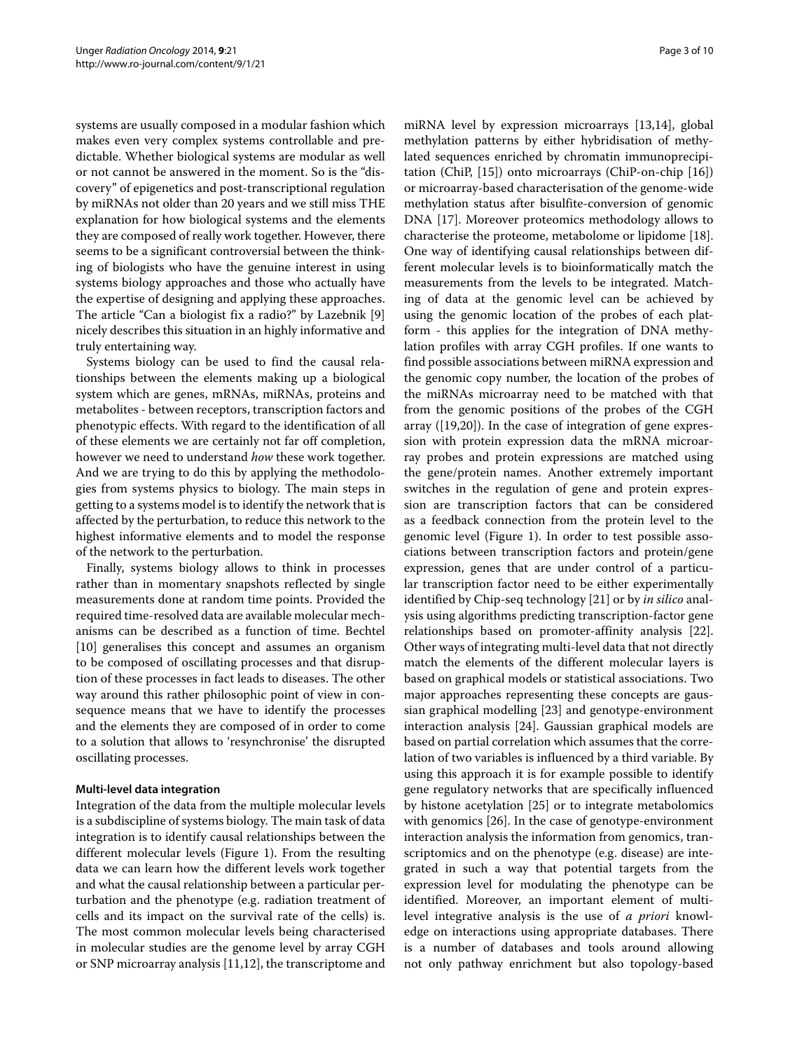systems are usually composed in a modular fashion which makes even very complex systems controllable and predictable. Whether biological systems are modular as well or not cannot be answered in the moment. So is the "discovery" of epigenetics and post-transcriptional regulation by miRNAs not older than 20 years and we still miss THE explanation for how biological systems and the elements they are composed of really work together. However, there seems to be a significant controversial between the thinking of biologists who have the genuine interest in using systems biology approaches and those who actually have the expertise of designing and applying these approaches. The article "Can a biologist fix a radio?" by Lazebnik [9] nicely describes this situation in an highly informative and truly entertaining way.

Systems biology can be used to find the causal relationships between the elements making up a biological system which are genes, mRNAs, miRNAs, proteins and metabolites - between receptors, transcription factors and phenotypic effects. With regard to the identification of all of these elements we are certainly not far off completion, however we need to understand *how* these work together. And we are trying to do this by applying the methodologies from systems physics to biology. The main steps in getting to a systems model is to identify the network that is affected by the perturbation, to reduce this network to the highest informative elements and to model the response of the network to the perturbation.

Finally, systems biology allows to think in processes rather than in momentary snapshots reflected by single measurements done at random time points. Provided the required time-resolved data are available molecular mechanisms can be described as a function of time. Bechtel [10] generalises this concept and assumes an organism to be composed of oscillating processes and that disruption of these processes in fact leads to diseases. The other way around this rather philosophic point of view in consequence means that we have to identify the processes and the elements they are composed of in order to come to a solution that allows to 'resynchronise' the disrupted oscillating processes.

#### Multi-level data integration

Integration of the data from the multiple molecular levels is a subdiscipline of systems biology. The main task of data integration is to identify causal relationships between the different molecular levels (Figure 1). From the resulting data we can learn how the different levels work together and what the causal relationship between a particular perturbation and the phenotype (e.g. radiation treatment of cells and its impact on the survival rate of the cells) is. The most common molecular levels being characterised in molecular studies are the genome level by array CGH or SNP microarray analysis [11,12], the transcriptome and miRNA level by expression microarrays [13,14], global methylation patterns by either hybridisation of methylated sequences enriched by chromatin immunoprecipitation (ChiP, [15]) onto microarrays (ChiP-on-chip [16]) or microarray-based characterisation of the genome-wide methylation status after bisulfite-conversion of genomic DNA [17]. Moreover proteomics methodology allows to characterise the proteome, metabolome or lipidome [18]. One way of identifying causal relationships between different molecular levels is to bioinformatically match the measurements from the levels to be integrated. Matching of data at the genomic level can be achieved by using the genomic location of the probes of each platform - this applies for the integration of DNA methylation profiles with array CGH profiles. If one wants to find possible associations between miRNA expression and the genomic copy number, the location of the probes of the miRNAs microarray need to be matched with that from the genomic positions of the probes of the CGH array ([19,20]). In the case of integration of gene expression with protein expression data the mRNA microarray probes and protein expressions are matched using the gene/protein names. Another extremely important switches in the regulation of gene and protein expression are transcription factors that can be considered as a feedback connection from the protein level to the genomic level (Figure 1). In order to test possible associations between transcription factors and protein/gene expression, genes that are under control of a particular transcription factor need to be either experimentally identified by Chip-seq technology [21] or by *in silico* analysis using algorithms predicting transcription-factor gene relationships based on promoter-affinity analysis [22]. Other ways of integrating multi-level data that not directly match the elements of the different molecular layers is based on graphical models or statistical associations. Two major approaches representing these concepts are gaussian graphical modelling [23] and genotype-environment interaction analysis [24]. Gaussian graphical models are based on partial correlation which assumes that the correlation of two variables is influenced by a third variable. By using this approach it is for example possible to identify gene regulatory networks that are specifically influenced by histone acetylation [25] or to integrate metabolomics with genomics [26]. In the case of genotype-environment interaction analysis the information from genomics, transcriptomics and on the phenotype (e.g. disease) are integrated in such a way that potential targets from the expression level for modulating the phenotype can be identified. Moreover, an important element of multi-level integrative analysis is the use of *a priori* knowledge on interactions using appropriate databases. There is a number of databases and tools around allowing not only pathway enrichment but also topology-based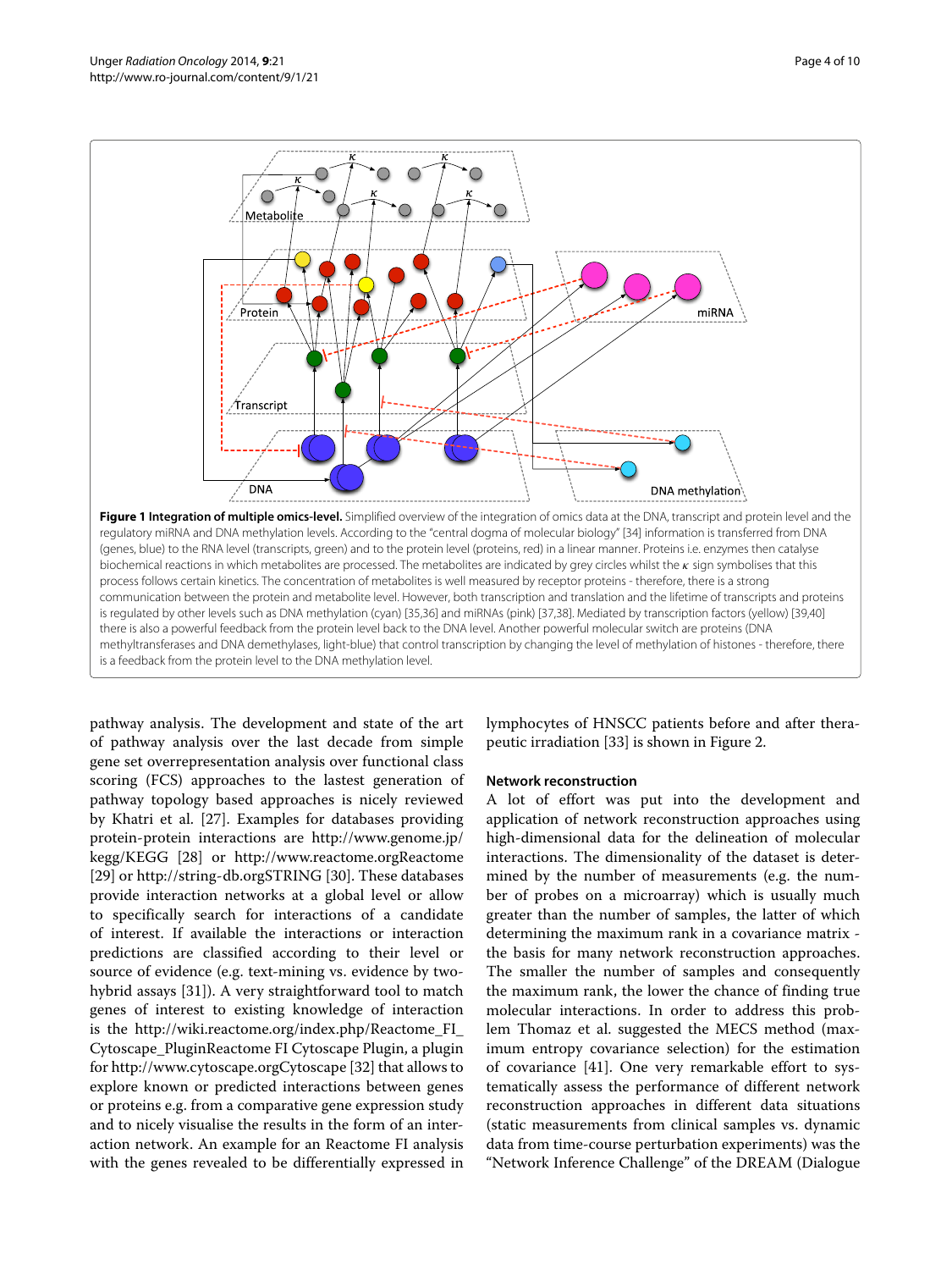**Figure 1 Integration of multiple omics-level.** Simplified overview of the integration of omics data at the DNA, transcript and protein level and the regulatory miRNA and DNA methylation levels. According to the "central dogma of molecular biology" [34] information is transferred from DNA (genes, blue) to the RNA level (transcripts, green) and to the protein level (proteins, red) in a linear manner. Proteins i.e. enzymes then catalyse biochemical reactions in which metabolites are processed. The metabolites are indicated by grey circles whilst the $\kappa$ sign symbolises that this process follows certain kinetics. The concentration of metabolites is well measured by receptor proteins - therefore, there is a strong communication between the protein and metabolite level. However, both transcription and translation and the lifetime of transcripts and proteins is regulated by other levels such as DNA methylation (cyan) [35,36] and miRNAs (pink) [37,38]. Mediated by transcription factors (yellow) [39,40] there is also a powerful feedback from the protein level back to the DNA level. Another powerful molecular switch are proteins (DNA methyltransferases and DNA demethylases, light-blue) that control transcription by changing the level of methylation of histones - therefore, there is a feedback from the protein level to the DNA methylation level.

pathway analysis. The development and state of the art of pathway analysis over the last decade from simple gene set overrepresentation analysis over functional class scoring (FCS) approaches to the lastest generation of pathway topology based approaches is nicely reviewed by Khatri et al. [27]. Examples for databases providing protein-protein interactions are http://www.genome.jp/kegg/KEGG [28] or http://www.reactome.orgReactome [29] or http://string-db.orgSTRING [30]. These databases provide interaction networks at a global level or allow to specifically search for interactions of a candidate of interest. If available the interactions or interaction predictions are classified according to their level or source of evidence (e.g. text-mining vs. evidence by two-hybrid assays [31]). A very straightforward tool to match genes of interest to existing knowledge of interaction is the http://wiki.reactome.org/index.php/Reactome_FI_Cytoscape_PluginReactome FI Cytoscape Plugin, a plugin for http://www.cytoscape.orgCytoscape [32] that allows to explore known or predicted interactions between genes or proteins e.g. from a comparative gene expression study and to nicely visualise the results in the form of an interaction network. An example for an Reactome FI analysis with the genes revealed to be differentially expressed in lymphocytes of HNSCC patients before and after therapeutic irradiation [33] is shown in Figure 2.

### Network reconstruction

A lot of effort was put into the development and application of network reconstruction approaches using high-dimensional data for the delineation of molecular interactions. The dimensionality of the dataset is determined by the number of measurements (e.g. the number of probes on a microarray) which is usually much greater than the number of samples, the latter of which determining the maximum rank in a covariance matrix - the basis for many network reconstruction approaches. The smaller the number of samples and consequently the maximum rank, the lower the chance of finding true molecular interactions. In order to address this problem Thomaz et al. suggested the MECS method (maximum entropy covariance selection) for the estimation of covariance [41]. One very remarkable effort to systematically assess the performance of different network reconstruction approaches in different data situations (static measurements from clinical samples vs. dynamic data from time-course perturbation experiments) was the "Network Inference Challenge" of the DREAM (Dialogue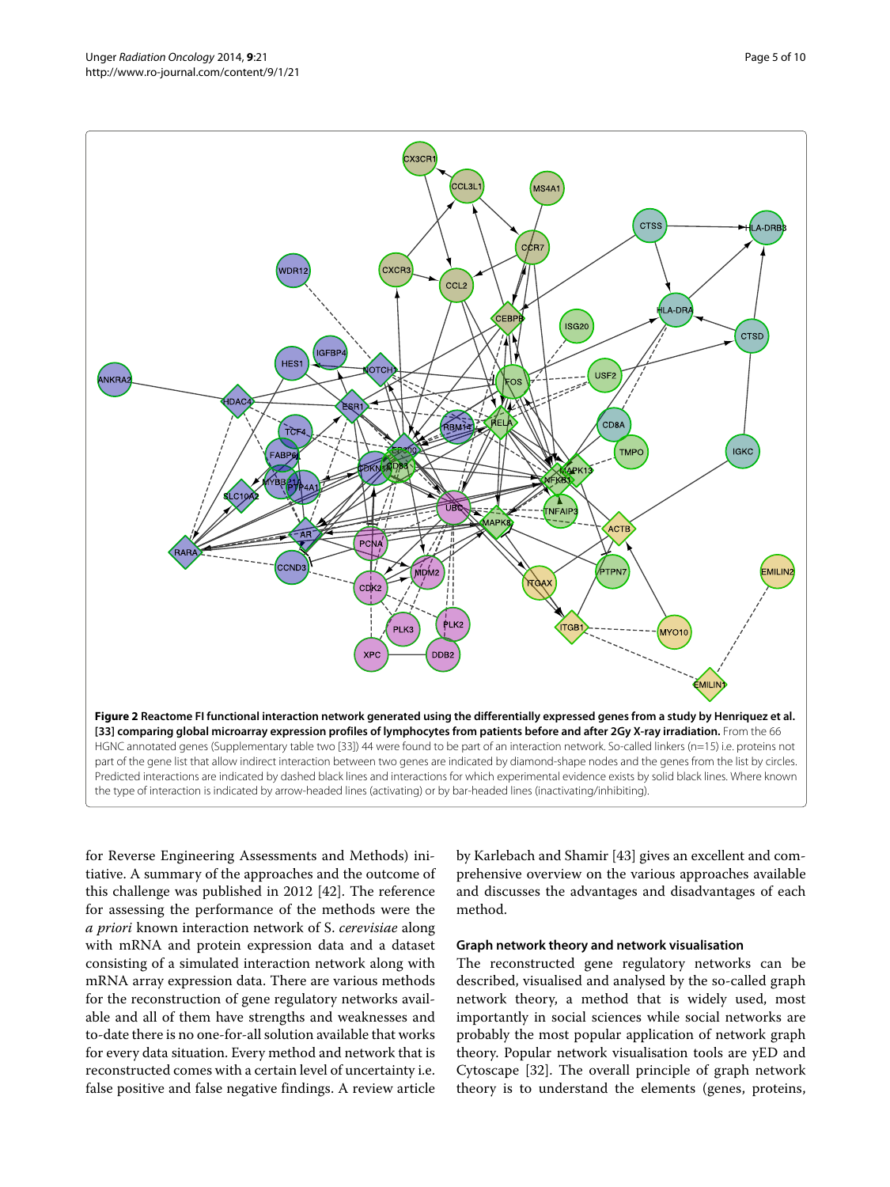**Figure 2 Reactome FI functional interaction network generated using the differentially expressed genes from a study by Henriquez et al. [33] comparing global microarray expression profiles of lymphocytes from patients before and after 2Gy X-ray irradiation.** From the 66 HGNC annotated genes (Supplementary table two [33]) 44 were found to be part of an interaction network. So-called linkers (n=15) i.e. proteins not part of the gene list that allow indirect interaction between two genes are indicated by diamond-shape nodes and the genes from the list by circles. Predicted interactions are indicated by dashed black lines and interactions for which experimental evidence exists by solid black lines. Where known the type of interaction is indicated by arrow-headed lines (activating) or by bar-headed lines (inactivating/inhibiting).

for Reverse Engineering Assessments and Methods) initiative. A summary of the approaches and the outcome of this challenge was published in 2012 [42]. The reference for assessing the performance of the methods were the *a priori* known interaction network of S. *cerevisiae* along with mRNA and protein expression data and a dataset consisting of a simulated interaction network along with mRNA array expression data. There are various methods for the reconstruction of gene regulatory networks available and all of them have strengths and weaknesses and to-date there is no one-for-all solution available that works for every data situation. Every method and network that is reconstructed comes with a certain level of uncertainty i.e. false positive and false negative findings. A review article by Karlebach and Shamir [43] gives an excellent and comprehensive overview on the various approaches available and discusses the advantages and disadvantages of each method.

### Graph network theory and network visualisation

The reconstructed gene regulatory networks can be described, visualised and analysed by the so-called graph network theory, a method that is widely used, most importantly in social sciences while social networks are probably the most popular application of network graph theory. Popular network visualisation tools are yED and Cytoscape [32]. The overall principle of graph network theory is to understand the elements (genes, proteins,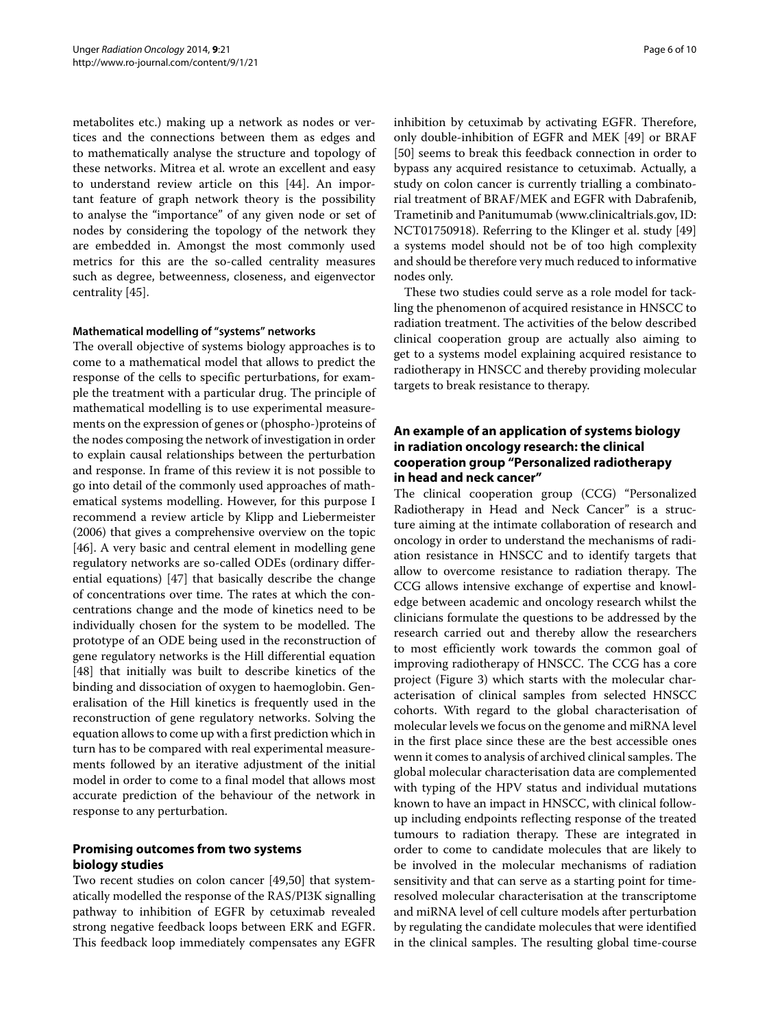metabolites etc.) making up a network as nodes or vertices and the connections between them as edges and to mathematically analyse the structure and topology of these networks. Mitrea et al. wrote an excellent and easy to understand review article on this [44]. An important feature of graph network theory is the possibility to analyse the "importance" of any given node or set of nodes by considering the topology of the network they are embedded in. Amongst the most commonly used metrics for this are the so-called centrality measures such as degree, betweenness, closeness, and eigenvector centrality [45].

#### Mathematical modelling of "systems" networks

The overall objective of systems biology approaches is to come to a mathematical model that allows to predict the response of the cells to specific perturbations, for example the treatment with a particular drug. The principle of mathematical modelling is to use experimental measurements on the expression of genes or (phospho-)proteins of the nodes composing the network of investigation in order to explain causal relationships between the perturbation and response. In frame of this review it is not possible to go into detail of the commonly used approaches of mathematical systems modelling. However, for this purpose I recommend a review article by Klipp and Liebermeister (2006) that gives a comprehensive overview on the topic [46]. A very basic and central element in modelling gene regulatory networks are so-called ODEs (ordinary differential equations) [47] that basically describe the change of concentrations over time. The rates at which the concentrations change and the mode of kinetics need to be individually chosen for the system to be modelled. The prototype of an ODE being used in the reconstruction of gene regulatory networks is the Hill differential equation [48] that initially was built to describe kinetics of the binding and dissociation of oxygen to haemoglobin. Generalisation of the Hill kinetics is frequently used in the reconstruction of gene regulatory networks. Solving the equation allows to come up with a first prediction which in turn has to be compared with real experimental measurements followed by an iterative adjustment of the initial model in order to come to a final model that allows most accurate prediction of the behaviour of the network in response to any perturbation.

## Promising outcomes from two systems biology studies

Two recent studies on colon cancer [49,50] that systematically modelled the response of the RAS/PI3K signalling pathway to inhibition of EGFR by cetuximab revealed strong negative feedback loops between ERK and EGFR. This feedback loop immediately compensates any EGFR inhibition by cetuximab by activating EGFR. Therefore, only double-inhibition of EGFR and MEK [49] or BRAF [50] seems to break this feedback connection in order to bypass any acquired resistance to cetuximab. Actually, a study on colon cancer is currently trialling a combinatorial treatment of BRAF/MEK and EGFR with Dabrafenib, Trametinib and Panitumumab (www.clinicaltrials.gov, ID: NCT01750918). Referring to the Klinger et al. study [49] a systems model should not be of too high complexity and should be therefore very much reduced to informative nodes only.

These two studies could serve as a role model for tackling the phenomenon of acquired resistance in HNSCC to radiation treatment. The activities of the below described clinical cooperation group are actually also aiming to get to a systems model explaining acquired resistance to radiotherapy in HNSCC and thereby providing molecular targets to break resistance to therapy.

## An example of an application of systems biology in radiation oncology research: the clinical cooperation group "Personalized radiotherapy in head and neck cancer"

The clinical cooperation group (CCG) "Personalized Radiotherapy in Head and Neck Cancer" is a structure aiming at the intimate collaboration of research and oncology in order to understand the mechanisms of radiation resistance in HNSCC and to identify targets that allow to overcome resistance to radiation therapy. The CCG allows intensive exchange of expertise and knowledge between academic and oncology research whilst the clinicians formulate the questions to be addressed by the research carried out and thereby allow the researchers to most efficiently work towards the common goal of improving radiotherapy of HNSCC. The CCG has a core project (Figure 3) which starts with the molecular characterisation of clinical samples from selected HNSCC cohorts. With regard to the global characterisation of molecular levels we focus on the genome and miRNA level in the first place since these are the best accessible ones wenn it comes to analysis of archived clinical samples. The global molecular characterisation data are complemented with typing of the HPV status and individual mutations known to have an impact in HNSCC, with clinical follow-up including endpoints reflecting response of the treated tumours to radiation therapy. These are integrated in order to come to candidate molecules that are likely to be involved in the molecular mechanisms of radiation sensitivity and that can serve as a starting point for time-resolved molecular characterisation at the transcriptome and miRNA level of cell culture models after perturbation by regulating the candidate molecules that were identified in the clinical samples. The resulting global time-course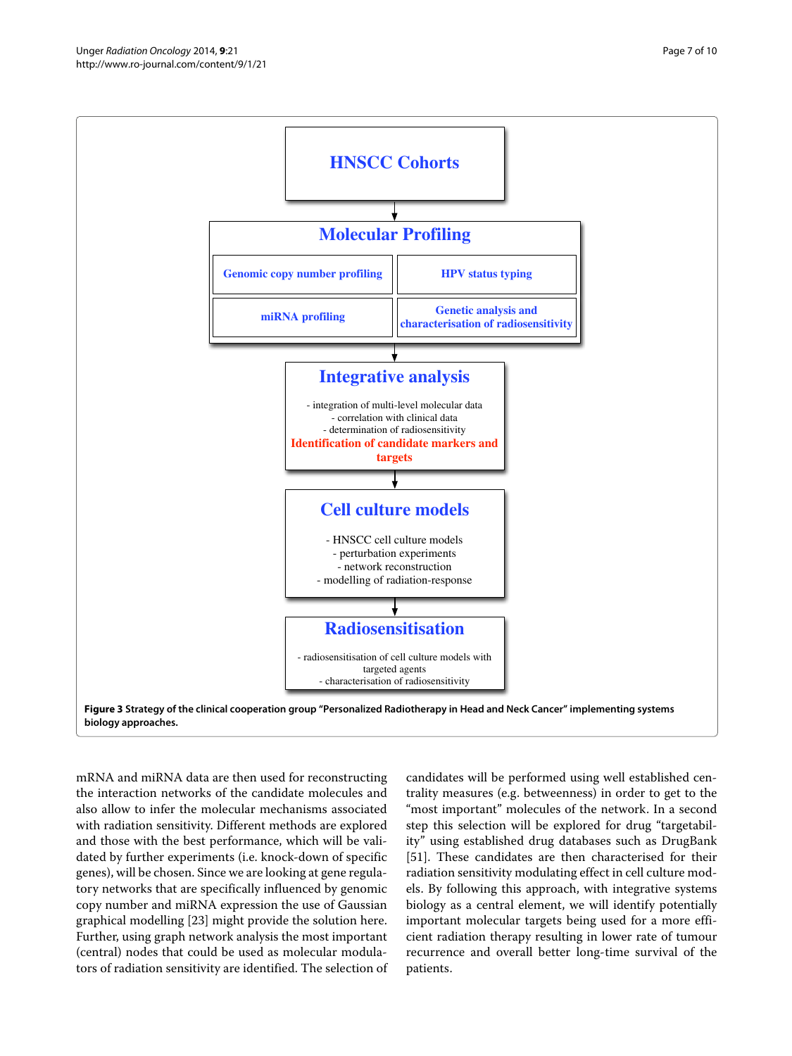HNSCC Cohorts

Molecular Profiling

- Genomic copy number profiling
- HPV status typing
- miRNA profiling
- Genetic analysis and characterisation of radiosensitivity

Integrative analysis

- integration of multi-level molecular data
- correlation with clinical data
- determination of radiosensitivity

Identification of candidate markers and targets

Cell culture models

- HNSCC cell culture models
- perturbation experiments
- network reconstruction
- modelling of radiation-response

Radiosensitisation

- radiosensitisation of cell culture models with targeted agents
- characterisation of radiosensitivity

**Figure 3 Strategy of the clinical cooperation group "Personalized Radiotherapy in Head and Neck Cancer" implementing systems biology approaches.**

mRNA and miRNA data are then used for reconstructing the interaction networks of the candidate molecules and also allow to infer the molecular mechanisms associated with radiation sensitivity. Different methods are explored and those with the best performance, which will be validated by further experiments (i.e. knock-down of specific genes), will be chosen. Since we are looking at gene regulatory networks that are specifically influenced by genomic copy number and miRNA expression the use of Gaussian graphical modelling [23] might provide the solution here. Further, using graph network analysis the most important (central) nodes that could be used as molecular modulators of radiation sensitivity are identified. The selection of candidates will be performed using well established centrality measures (e.g. betweenness) in order to get to the "most important" molecules of the network. In a second step this selection will be explored for drug "targetability" using established drug databases such as DrugBank [51]. These candidates are then characterised for their radiation sensitivity modulating effect in cell culture models. By following this approach, with integrative systems biology as a central element, we will identify potentially important molecular targets being used for a more efficient radiation therapy resulting in lower rate of tumour recurrence and overall better long-time survival of the patients.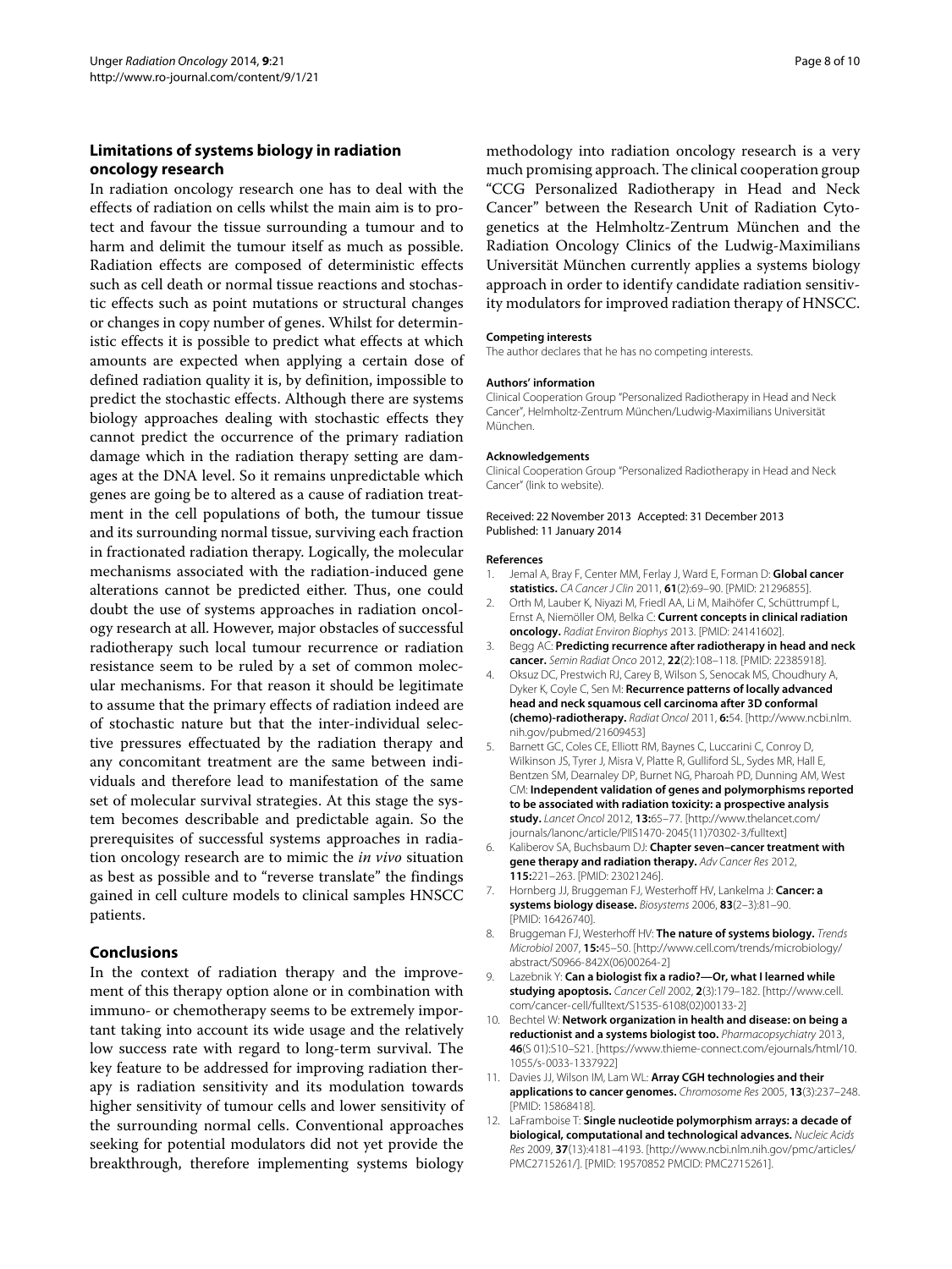### Limitations of systems biology in radiation oncology research

In radiation oncology research one has to deal with the effects of radiation on cells whilst the main aim is to protect and favour the tissue surrounding a tumour and to harm and delimit the tumour itself as much as possible. Radiation effects are composed of deterministic effects such as cell death or normal tissue reactions and stochastic effects such as point mutations or structural changes or changes in copy number of genes. Whilst for deterministic effects it is possible to predict what effects at which amounts are expected when applying a certain dose of defined radiation quality it is, by definition, impossible to predict the stochastic effects. Although there are systems biology approaches dealing with stochastic effects they cannot predict the occurrence of the primary radiation damage which in the radiation therapy setting are damages at the DNA level. So it remains unpredictable which genes are going be to altered as a cause of radiation treatment in the cell populations of both, the tumour tissue and its surrounding normal tissue, surviving each fraction in fractionated radiation therapy. Logically, the molecular mechanisms associated with the radiation-induced gene alterations cannot be predicted either. Thus, one could doubt the use of systems approaches in radiation oncology research at all. However, major obstacles of successful radiotherapy such local tumour recurrence or radiation resistance seem to be ruled by a set of common molecular mechanisms. For that reason it should be legitimate to assume that the primary effects of radiation indeed are of stochastic nature but that the inter-individual selective pressures effectuated by the radiation therapy and any concomitant treatment are the same between individuals and therefore lead to manifestation of the same set of molecular survival strategies. At this stage the system becomes describable and predictable again. So the prerequisites of successful systems approaches in radiation oncology research are to mimic the *in vivo* situation as best as possible and to "reverse translate" the findings gained in cell culture models to clinical samples HNSCC patients.

## Conclusions

In the context of radiation therapy and the improvement of this therapy option alone or in combination with immuno- or chemotherapy seems to be extremely important taking into account its wide usage and the relatively low success rate with regard to long-term survival. The key feature to be addressed for improving radiation therapy is radiation sensitivity and its modulation towards higher sensitivity of tumour cells and lower sensitivity of the surrounding normal cells. Conventional approaches seeking for potential modulators did not yet provide the breakthrough, therefore implementing systems biology methodology into radiation oncology research is a very much promising approach. The clinical cooperation group "CCG Personalized Radiotherapy in Head and Neck Cancer" between the Research Unit of Radiation Cytogenetics at the Helmholtz-Zentrum München and the Radiation Oncology Clinics of the Ludwig-Maximilians Universität München currently applies a systems biology approach in order to identify candidate radiation sensitivity modulators for improved radiation therapy of HNSCC.

#### Competing interests

The author declares that he has no competing interests.

#### Authors' information

Clinical Cooperation Group "Personalized Radiotherapy in Head and Neck Cancer", Helmholtz-Zentrum München/Ludwig-Maximilians Universität München.

#### Acknowledgements

Clinical Cooperation Group "Personalized Radiotherapy in Head and Neck Cancer" (link to website).

Received: 22 November 2013 Accepted: 31 December 2013
Published: 11 January 2014

#### References

1. Jemal A, Bray F, Center MM, Ferlay J, Ward E, Forman D: **Global cancer statistics.** *CA Cancer J Clin* 2011, **61**(2):69–90. [PMID: 21296855].
2. Orth M, Lauber K, Niyazi M, Friedl AA, Li M, Maihöfer C, Schüttrumpf L, Ernst A, Niemöller OM, Belka C: **Current concepts in clinical radiation oncology.** *Radiat Environ Biophys* 2013. [PMID: 24141602].
3. Begg AC: **Predicting recurrence after radiotherapy in head and neck cancer.** *Semin Radiat Onco* 2012, **22**(2):108–118. [PMID: 22385918].
4. Oksuz DC, Prestwich RJ, Carey B, Wilson S, Senocak MS, Choudhury A, Dyker K, Coyle C, Sen M: **Recurrence patterns of locally advanced head and neck squamous cell carcinoma after 3D conformal (chemo)-radiotherapy.** *Radiat Oncol* 2011, **6:**54. [http://www.ncbi.nlm.nih.gov/pubmed/21609453]
5. Barnett GC, Coles CE, Elliott RM, Baynes C, Luccarini C, Conroy D, Wilkinson JS, Tyrer J, Misra V, Platte R, Gulliford SL, Sydes MR, Hall E, Bentzen SM, Dearnaley DP, Burnet NG, Pharoah PD, Dunning AM, West CM: **Independent validation of genes and polymorphisms reported to be associated with radiation toxicity: a prospective analysis study.** *Lancet Oncol* 2012, **13:**65–77. [http://www.thelancet.com/journals/lanonc/article/PIIS1470-2045(11)70302-3/fulltext]
6. Kaliberov SA, Buchsbaum DJ: **Chapter seven–cancer treatment with gene therapy and radiation therapy.** *Adv Cancer Res* 2012, **115:**221–263. [PMID: 23021246].
7. Hornberg JJ, Bruggeman FJ, Westerhoff HV, Lankelma J: **Cancer: a systems biology disease.** *Biosystems* 2006, **83**(2–3):81–90. [PMID: 16426740].
8. Bruggeman FJ, Westerhoff HV: **The nature of systems biology.** *Trends Microbiol* 2007, **15:**45–50. [http://www.cell.com/trends/microbiology/abstract/S0966-842X(06)00264-2]
9. Lazebnik Y: **Can a biologist fix a radio?—Or, what I learned while studying apoptosis.** *Cancer Cell* 2002, **2**(3):179–182. [http://www.cell.com/cancer-cell/fulltext/S1535-6108(02)00133-2]
10. Bechtel W: **Network organization in health and disease: on being a reductionist and a systems biologist too.** *Pharmacopsychiatry* 2013, **46**(S 01):S10–S21. [https://www.thieme-connect.com/ejournals/html/10.1055/s-0033-1337922]
11. Davies JJ, Wilson IM, Lam WL: **Array CGH technologies and their applications to cancer genomes.** *Chromosome Res* 2005, **13**(3):237–248. [PMID: 15868418].
12. LaFramboise T: **Single nucleotide polymorphism arrays: a decade of biological, computational and technological advances.** *Nucleic Acids Res* 2009, **37**(13):4181–4193. [http://www.ncbi.nlm.nih.gov/pmc/articles/PMC2715261/]. [PMID: 19570852 PMCID: PMC2715261].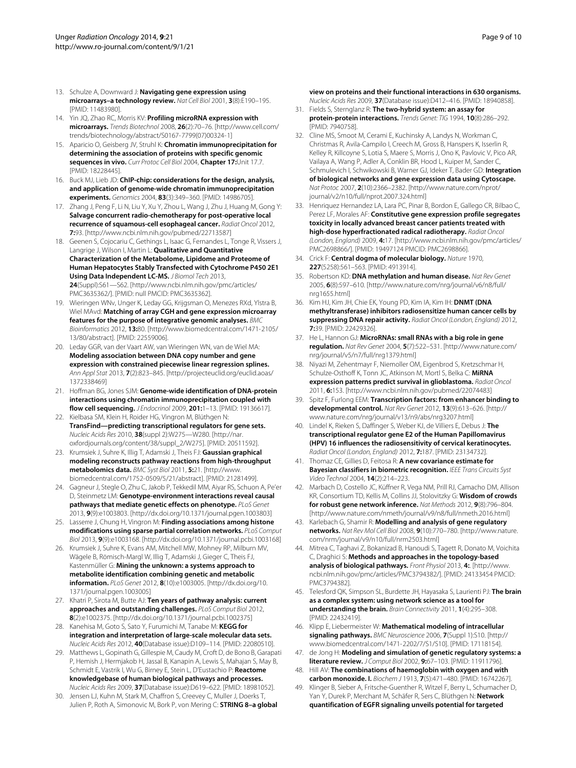13. Schulze A, Downward J: **Navigating gene expression using microarrays–a technology review.** *Nat Cell Biol* 2001, **3**(8):E190–195. [PMID: 11483980].
14. Yin JQ, Zhao RC, Morris KV: **Profiling microRNA expression with microarrays.** *Trends Biotechnol* 2008, **26**(2):70–76. [http://www.cell.com/trends/biotechnology/abstract/S0167-7799(07)00324-1]
15. Aparicio O, Geisberg JV, Struhl K: **Chromatin immunoprecipitation for determining the association of proteins with specific genomic sequences in vivo.** *Curr Protoc Cell Biol* 2004, **Chapter 17:**Unit 17.7. [PMID: 18228445].
16. Buck MJ, Lieb JD: **ChIP-chip: considerations for the design, analysis, and application of genome-wide chromatin immunoprecipitation experiments.** *Genomics* 2004, **83**(3):349–360. [PMID: 14986705].
17. Zhang J, Peng F, Li N, Liu Y, Xu Y, Zhou L, Wang J, Zhu J, Huang M, Gong Y: **Salvage concurrent radio-chemotherapy for post-operative local recurrence of squamous-cell esophageal cancer.** *Radiat Oncol* 2012, **7:**93. [http://www.ncbi.nlm.nih.gov/pubmed/22713587]
18. Geenen S, Cojocariu C, Gethings L, Isaac G, Fernandes L, Tonge R, Vissers J, Langrige J, Wilson I, Martin L: **Qualitative and Quantitative Characterization of the Metabolome, Lipidome and Proteome of Human Hepatocytes Stably Transfected with Cytochrome P450 2E1 Using Data Independent LC-MS.** *J Biomol Tech* 2013, **24**(Suppl):S61—S62. [http://www.ncbi.nlm.nih.gov/pmc/articles/PMC3635362/]. [PMID: null PMCID: PMC3635362].
19. Wieringen WNv, Unger K, Leday GG, Krijgsman O, Menezes RXd, Ylstra B, Wiel MAvd: **Matching of array CGH and gene expression microarray features for the purpose of integrative genomic analyses.** *BMC Bioinformatics* 2012, **13:**80. [http://www.biomedcentral.com/1471-2105/13/80/abstract]. [PMID: 22559006].
20. Leday GGR, van der Vaart AW, van Wieringen WN, van de Wiel MA: **Modeling association between DNA copy number and gene expression with constrained piecewise linear regression splines.** *Ann Appl Stat* 2013, **7**(2):823–845. [http://projecteuclid.org/euclid.aoas/1372338469]
21. Hoffman BG, Jones SJM: **Genome-wide identification of DNA-protein interactions using chromatin immunoprecipitation coupled with flow cell sequencing.** *J Endocrinol* 2009, **201:**1–13. [PMID: 19136617].
22. Kielbasa SM, Klein H, Roider HG, Vingron M, Blüthgen N: **TransFind—predicting transcriptional regulators for gene sets.** *Nucleic Acids Res* 2010, **38**(suppl 2):W275—W280. [http://nar.oxfordjournals.org/content/38/suppl_2/W275]. [PMID: 20511592].
23. Krumsiek J, Suhre K, Illig T, Adamski J, Theis FJ: **Gaussian graphical modeling reconstructs pathway reactions from high-throughput metabolomics data.** *BMC Syst Biol* 2011, **5:**21. [http://www.biomedcentral.com/1752-0509/5/21/abstract]. [PMID: 21281499].
24. Gagneur J, Stegle O, Zhu C, Jakob P, Tekkedil MM, Aiyar RS, Schuon A, Pe'er D, Steinmetz LM: **Genotype-environment interactions reveal causal pathways that mediate genetic effects on phenotype.** *PLoS Genet* 2013, **9**(9):e1003803. [http://dx.doi.org/10.1371/journal.pgen.1003803]
25. Lasserre J, Chung H, Vingron M: **Finding associations among histone modifications using sparse partial correlation networks.** *PLoS Comput Biol* 2013, **9**(9):e1003168. [http://dx.doi.org/10.1371/journal.pcbi.1003168]
26. Krumsiek J, Suhre K, Evans AM, Mitchell MW, Mohney RP, Milburn MV, Wägele B, Römisch-Margl W, Illig T, Adamski J, Gieger C, Theis FJ, Kastenmüller G: **Mining the unknown: a systems approach to metabolite identification combining genetic and metabolic information.** *PLoS Genet* 2012, **8**(10):e1003005. [http://dx.doi.org/10.1371/journal.pgen.1003005]
27. Khatri P, Sirota M, Butte AJ: **Ten years of pathway analysis: current approaches and outstanding challenges.** *PLoS Comput Biol* 2012, **8**(2):e1002375. [http://dx.doi.org/10.1371/journal.pcbi.1002375]
28. Kanehisa M, Goto S, Sato Y, Furumichi M, Tanabe M: **KEGG for integration and interpretation of large-scale molecular data sets.** *Nucleic Acids Res* 2012, **40**(Database issue):D109–114. [PMID: 22080510].
29. Matthews L, Gopinath G, Gillespie M, Caudy M, Croft D, de Bono B, Garapati P, Hemish J, Hermjakob H, Jassal B, Kanapin A, Lewis S, Mahajan S, May B, Schmidt E, Vastrik I, Wu G, Birney E, Stein L, D'Eustachio P: **Reactome knowledgebase of human biological pathways and processes.** *Nucleic Acids Res* 2009, **37**(Database issue):D619–622. [PMID: 18981052].
30. Jensen LJ, Kuhn M, Stark M, Chaffron S, Creevey C, Muller J, Doerks T, Julien P, Roth A, Simonovic M, Bork P, von Mering C: **STRING 8–a global view on proteins and their functional interactions in 630 organisms.** *Nucleic Acids Res* 2009, **37**(Database issue):D412–416. [PMID: 18940858].
31. Fields S, Sternglanz R: **The two-hybrid system: an assay for protein-protein interactions.** *Trends Genet: TIG* 1994, **10**(8):286–292. [PMID: 7940758].
32. Cline MS, Smoot M, Cerami E, Kuchinsky A, Landys N, Workman C, Christmas R, Avila-Campilo I, Creech M, Gross B, Hanspers K, Isserlin R, Kelley R, Killcoyne S, Lotia S, Maere S, Morris J, Ono K, Pavlovic V, Pico AR, Vailaya A, Wang P, Adler A, Conklin BR, Hood L, Kuiper M, Sander C, Schmulevich I, Schwikowski B, Warner GJ, Ideker T, Bader GD: **Integration of biological networks and gene expression data using Cytoscape.** *Nat Protoc* 2007, **2**(10):2366–2382. [http://www.nature.com/nprot/journal/v2/n10/full/nprot.2007.324.html]
33. Henriquez Hernandez LA, Lara PC, Pinar B, Bordon E, Gallego CR, Bilbao C, Perez LF, Morales AF: **Constitutive gene expression profile segregates toxicity in locally advanced breast cancer patients treated with high-dose hyperfractionated radical radiotherapy.** *Radiat Oncol (London, England)* 2009, **4:**17. [http://www.ncbi.nlm.nih.gov/pmc/articles/PMC2698866/]. [PMID: 19497124 PMCID: PMC2698866].
34. Crick F: **Central dogma of molecular biology.** *Nature* 1970, **227**(5258):561–563. [PMID: 4913914].
35. Robertson KD: **DNA methylation and human disease.** *Nat Rev Genet* 2005, **6**(8):597–610. [http://www.nature.com/nrg/journal/v6/n8/full/nrg1655.html]
36. Kim HJ, Kim JH, Chie EK, Young PD, Kim IA, Kim IH: **DNMT (DNA methyltransferase) inhibitors radiosensitize human cancer cells by suppressing DNA repair activity.** *Radiat Oncol (London, England)* 2012, **7:**39. [PMID: 22429326].
37. He L, Hannon GJ: **MicroRNAs: small RNAs with a big role in gene regulation.** *Nat Rev Genet* 2004, **5**(7):522–531. [http://www.nature.com/nrg/journal/v5/n7/full/nrg1379.html]
38. Niyazi M, Zehentmayr F, Niemoller OM, Eigenbrod S, Kretzschmar H, Schulze-Osthoff K, Tonn JC, Atkinson M, Mortl S, Belka C: **MiRNA expression patterns predict survival in glioblastoma.** *Radiat Oncol* 2011, **6:**153. [http://www.ncbi.nlm.nih.gov/pubmed/22074483]
39. Spitz F, Furlong EEM: **Transcription factors: from enhancer binding to developmental control.** *Nat Rev Genet* 2012, **13**(9):613–626. [http://www.nature.com/nrg/journal/v13/n9/abs/nrg3207.html]
40. Lindel K, Rieken S, Daffinger S, Weber KJ, de Villiers E, Debus J: **The transcriptional regulator gene E2 of the Human Papillomavirus (HPV) 16 influences the radiosensitivity of cervical keratinocytes.** *Radiat Oncol (London, England)* 2012, **7:**187. [PMID: 23134732].
41. Thomaz CE, Gillies D, Feitosa R: **A new covariance estimate for Bayesian classifiers in biometric recognition.** *IEEE Trans Circuits Syst Video Technol* 2004, **14**(2):214–223.
42. Marbach D, Costello JC, Küffner R, Vega NM, Prill RJ, Camacho DM, Allison KR, Consortium TD, Kellis M, Collins JJ, Stolovitzky G: **Wisdom of crowds for robust gene network inference.** *Nat Methods* 2012, **9**(8):796–804. [http://www.nature.com/nmeth/journal/v9/n8/full/nmeth.2016.html]
43. Karlebach G, Shamir R: **Modelling and analysis of gene regulatory networks.** *Nat Rev Mol Cell Biol* 2008, **9**(10):770–780. [http://www.nature.com/nrm/journal/v9/n10/full/nrm2503.html]
44. Mitrea C, Taghavi Z, Bokanizad B, Hanoudi S, Tagett R, Donato M, Voichita C, Draghici S: **Methods and approaches in the topology-based analysis of biological pathways.** *Front Physiol* 2013, **4:**. [http://www.ncbi.nlm.nih.gov/pmc/articles/PMC3794382/]. [PMID: 24133454 PMCID: PMC3794382].
45. Telesford QK, Simpson SL, Burdette JH, Hayasaka S, Laurienti PJ: **The brain as a complex system: using network science as a tool for understanding the brain.** *Brain Connectivity* 2011, **1**(4):295–308. [PMID: 22432419].
46. Klipp E, Liebermeister W: **Mathematical modeling of intracellular signaling pathways.** *BMC Neuroscience* 2006, **7**(Suppl 1):S10. [http://www.biomedcentral.com/1471-2202/7/S1/S10]. [PMID: 17118154].
47. de Jong H: **Modeling and simulation of genetic regulatory systems: a literature review.** *J Comput Biol* 2002, **9:**67–103. [PMID: 11911796].
48. Hill AV: **The combinations of haemoglobin with oxygen and with carbon monoxide. I.** *Biochem J* 1913, **7**(5):471–480. [PMID: 16742267].
49. Klinger B, Sieber A, Fritsche-Guenther R, Witzel F, Berry L, Schumacher D, Yan Y, Durek P, Merchant M, Schäfer R, Sers C, Blüthgen N: **Network quantification of EGFR signaling unveils potential for targeted**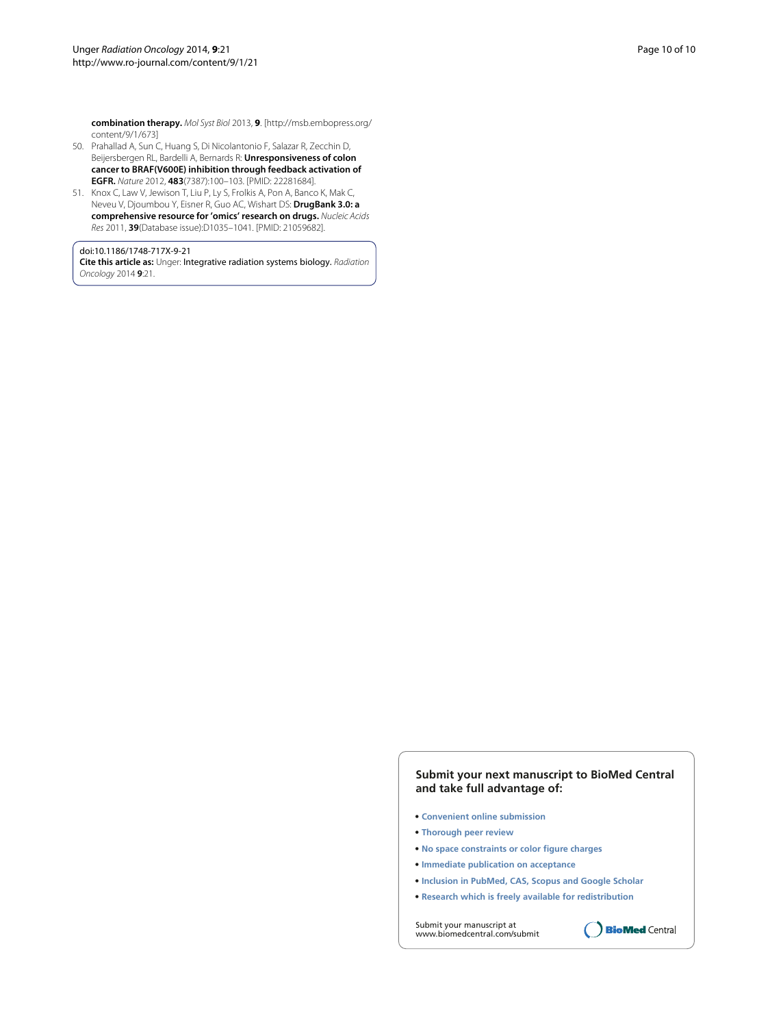**combination therapy.** *Mol Syst Biol* 2013, **9**. [http://msb.embopress.org/content/9/1/673]

50. Prahallad A, Sun C, Huang S, Di Nicolantonio F, Salazar R, Zecchin D, Beijersbergen RL, Bardelli A, Bernards R: **Unresponsiveness of colon cancer to BRAF(V600E) inhibition through feedback activation of EGFR.** *Nature* 2012, **483**(7387):100–103. [PMID: 22281684].
51. Knox C, Law V, Jewison T, Liu P, Ly S, Frolkis A, Pon A, Banco K, Mak C, Neveu V, Djoumbou Y, Eisner R, Guo AC, Wishart DS: **DrugBank 3.0: a comprehensive resource for 'omics' research on drugs.** *Nucleic Acids Res* 2011, **39**(Database issue):D1035–1041. [PMID: 21059682].

doi:10.1186/1748-717X-9-21
**Cite this article as:** Unger: Integrative radiation systems biology. *Radiation Oncology* 2014 **9**:21.

**Submit your next manuscript to BioMed Central and take full advantage of:**

- **Convenient online submission**
- **Thorough peer review**
- **No space constraints or color figure charges**
- **Immediate publication on acceptance**
- **Inclusion in PubMed, CAS, Scopus and Google Scholar**
- **Research which is freely available for redistribution**

Submit your manuscript at
www.biomedcentral.com/submit

BioMed Central